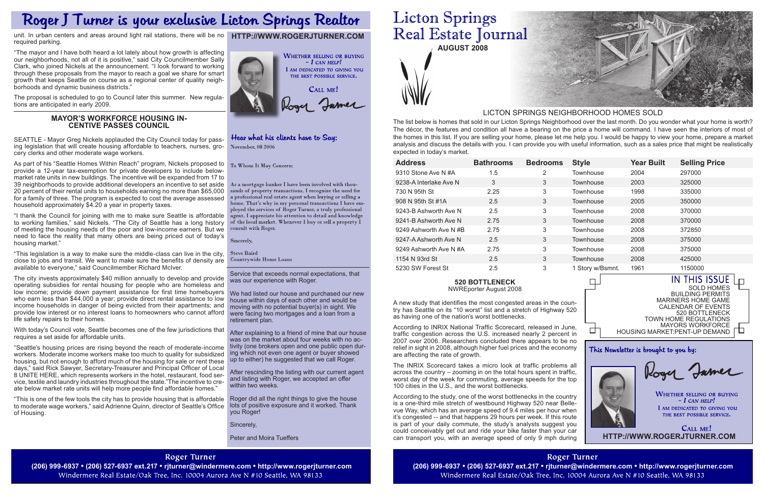# Roger J Turner is your exclusive Licton Springs Realtor

unit. In urban centers and areas around light rail stations, there will be no required parking.

"The mayor and I have both heard a lot lately about how growth is affecting our neighborhoods, not all of it is positive," said City Councilmember Sally Clark, who joined Nickels at the announcement. "I look forward to working through these proposals from the mayor to reach a goal we share for smart growth that keeps Seattle on course as a regional center of quality neighborhoods and dynamic business districts."

The proposal is scheduled to go to Council later this summer. New regulations are anticipated in early 2009.

### MAYOR'S WORKFORCE HOUSING INCENTIVE PASSES COUNCIL

SEATTLE - Mayor Greg Nickels applauded the City Council today for passing legislation that will create housing affordable to teachers, nurses, grocery clerks and other moderate wage workers.

As part of his "Seattle Homes Within Reach" program, Nickels proposed to provide a 12-year tax-exemption for private developers to include below-market rate units in new buildings. The incentive will be expanded from 17 to 39 neighborhoods to provide additional developers an incentive to set aside 20 percent of their rental units to households earning no more than $65,000 for a family of three. The program is expected to cost the average assessed household approximately $4.20 a year in property taxes.

"I thank the Council for joining with me to make sure Seattle is affordable to working families," said Nickels. "The City of Seattle has a long history of meeting the housing needs of the poor and low-income earners. But we need to face the reality that many others are being priced out of today's housing market."

"This legislation is a way to make sure the middle-class can live in the city, close to jobs and transit. We want to make sure the benefits of density are available to everyone," said Councilmember Richard McIver.

The city invests approximately $40 million annually to develop and provide operating subsidies for rental housing for people who are homeless and low income; provide down payment assistance for first time homebuyers who earn less than $44,000 a year; provide direct rental assistance to low income households in danger of being evicted from their apartments; and provide low interest or no interest loans to homeowners who cannot afford life safety repairs to their homes.

With today's Council vote, Seattle becomes one of the few jurisdictions that requires a set aside for affordable units.

"Seattle's housing prices are rising beyond the reach of moderate-income workers. Moderate income workers make too much to quality for subsidized housing, but not enough to afford much of the housing for sale or rent these days," said Rick Sawyer, Secretary-Treasurer and Principal Officer of Local 8 UNITE HERE, which represents workers in the hotel, restaurant, food service, textile and laundry industries throughout the state."The incentive to create below market rate units will help more people find affordable homes."

"This is one of the few tools the city has to provide housing that is affordable to moderate wage workers," said Adrienne Quinn, director of Seattle's Office of Housing.

**HTTP://WWW.ROGERJTURNER.COM**

WHETHER SELLING OR BUYING – *I CAN HELP!*
I AM DEDICATED TO GIVING YOU THE BEST POSSIBLE SERVICE.

CALL ME!

Roger Turner

## Hear what his clients have to Say:

November, 08 2006

To Whom It May Concern:

As a mortgage banker I have been involved with thousands of property transactions. I recognize the need for a professional real estate agent when buying or selling a home. That's why in my personal transactions I have employed the services of Roger Turner, a truly professional agent. I appreciate his attention to detail and knowledge of the local market. Whenever I buy or sell a property I consult with Roger.

Sincerely,

Steve Baird
Countrywide Home Loans

Service that exceeds normal expectations, that was our experience with Roger.

We had listed our house and purchased our new house within days of each other and would be moving with no potential buyer(s) in sight. We were facing two mortgages and a loan from a retirement plan.

After explaining to a friend of mine that our house was on the market about four weeks with no activity (one brokers open and one public open during which not even one agent or buyer showed up to either) he suggested that we call Roger.

After rescinding the listing with our current agent and listing with Roger, we accepted an offer within two weeks.

Roger did all the right things to give the house lots of positive exposure and it worked. Thank you Roger!

Sincerely,

Peter and Moira Tueffers

**Roger Turner**
**(206) 999-6937 • (206) 527-6937 ext.217 • rjturner@windermere.com • http://www.rogerjturner.com**
Windermere Real Estate/Oak Tree, Inc. 10004 Aurora Ave N #10 Seattle, WA 98133

# Licton Springs Real Estate Journal

**AUGUST 2008**

## LICTON SPRINGS NEIGHBORHOOD HOMES SOLD

The list below is homes that sold in our Licton Springs Neighborhood over the last month. Do you wonder what your home is worth? The décor, the features and condition all have a bearing on the price a home will command. I have seen the interiors of most of the homes in this list. If you are selling your home, please let me help you. I would be happy to view your home, prepare a market analysis and discuss the details with you. I can provide you with useful information, such as a sales price that might be realistically expected in today's market.

| Address | Bathrooms | Bedrooms | Style | Year Built | Selling Price |
|---|---|---|---|---|---|
| 9310 Stone Ave N #A | 1.5 | 2 | Townhouse | 2004 | 297000 |
| 9238-A Interlake Ave N | 3 | 3 | Townhouse | 2003 | 325000 |
| 730 N 95th St | 2.25 | 3 | Townhouse | 1998 | 335000 |
| 908 N 95th St #1A | 2.5 | 3 | Townhouse | 2005 | 350000 |
| 9243-B Ashworth Ave N | 2.5 | 3 | Townhouse | 2008 | 370000 |
| 9241-B Ashworth Ave N | 2.75 | 3 | Townhouse | 2008 | 370000 |
| 9249 Ashworth Ave N #B | 2.75 | 3 | Townhouse | 2008 | 372850 |
| 9247-A Ashworth Ave N | 2.5 | 3 | Townhouse | 2008 | 375000 |
| 9249 Ashworth Ave N #A | 2.75 | 3 | Townhouse | 2008 | 375000 |
| 1154 N 93rd St | 2.5 | 3 | Townhouse | 2008 | 425000 |
| 5230 SW Forest St | 2.5 | 3 | 1 Story w/Bsmnt. | 1961 | 1150000 |

### 520 BOTTLENECK

NWReporter August 2008

A new study that identifies the most congested areas in the country has Seattle on its "10 worst" list and a stretch of Highway 520 as having one of the nation's worst bottlenecks.

According to INRIX National Traffic Scorecard, released in June, traffic congestion across the U.S. increased nearly 2 percent in 2007 over 2006. Researchers concluded there appears to be no relief in sight in 2008, although higher fuel prices and the economy are affecting the rate of growth.

The INRIX Scorecard takes a micro look at traffic problems all across the country – zooming in on the total hours spent in traffic, worst day of the week for commuting, average speeds for the top 100 cities in the U.S., and the worst bottlenecks.

According to the study, one of the worst bottlenecks in the country is a one-third mile stretch of westbound Highway 520 near Bellevue Way, which has an average speed of 9.4 miles per hour when it's congested -- and that happens 29 hours per week. If this route is part of your daily commute, the study's analysts suggest you could conceivably get out and ride your bike faster than your car can transport you, with an average speed of only 9 mph during

### IN THIS ISSUE

SOLD HOMES
BUILDING PERMITS
MARINERS HOME GAME
CALENDAR OF EVENTS
520 BOTTLENECK
TOWN HOME REGULATIONS
MAYORS WORKFORCE
HOUSING MARKET:PENT-UP DEMAND

This Newsletter is brought to you by:

Roger Turner

WHETHER SELLING OR BUYING – *I CAN HELP!*
I AM DEDICATED TO GIVING YOU THE BEST POSSIBLE SERVICE.

CALL ME!

**HTTP://WWW.ROGERJTURNER.COM**

**Roger Turner**
**(206) 999-6937 • (206) 527-6937 ext.217 • rjturner@windermere.com • http://www.rogerjturner.com**
Windermere Real Estate/Oak Tree, Inc. 10004 Aurora Ave N #10 Seattle, WA 98133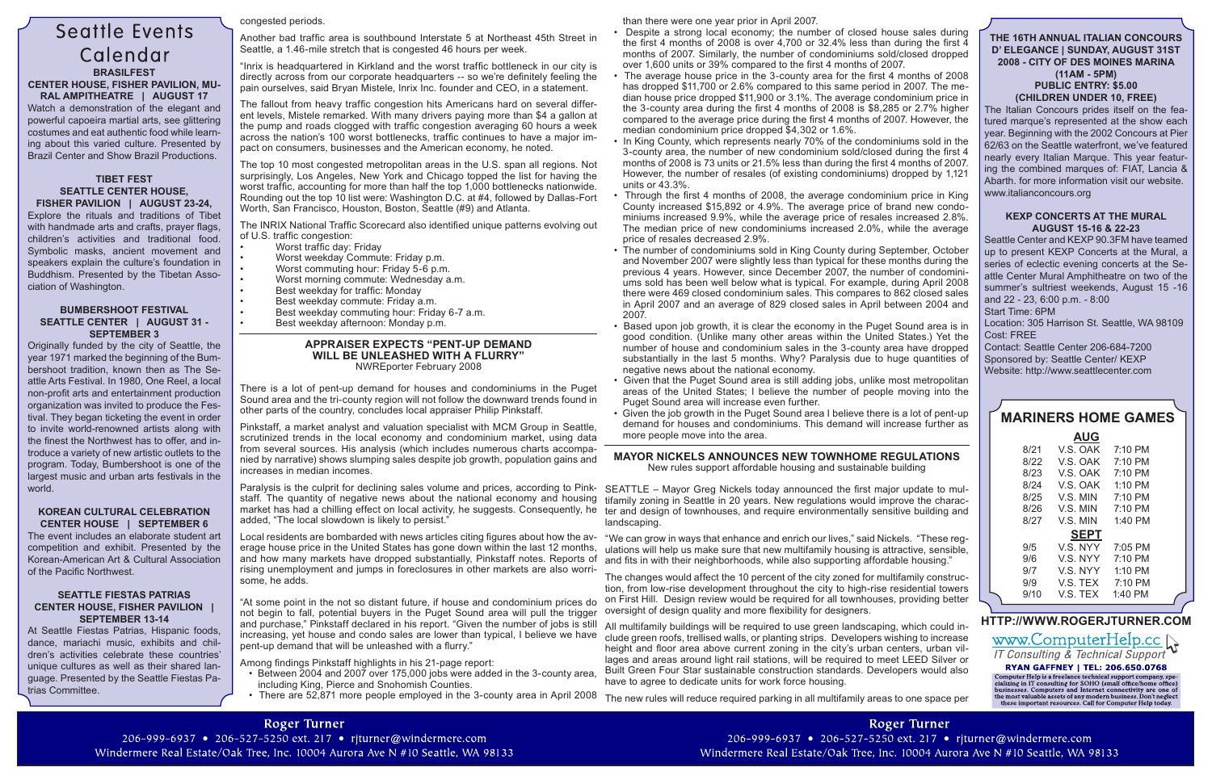# Seattle Events Calendar

### BRASILFEST
**CENTER HOUSE, FISHER PAVILION, MURAL AMPITHEATRE | AUGUST 17**

Watch a demonstration of the elegant and powerful capoeira martial arts, see glittering costumes and eat authentic food while learning about this varied culture. Presented by Brazil Center and Show Brazil Productions.

### TIBET FEST
**SEATTLE CENTER HOUSE, FISHER PAVILION | AUGUST 23-24,**

Explore the rituals and traditions of Tibet with handmade arts and crafts, prayer flags, children's activities and traditional food. Symbolic masks, ancient movement and speakers explain the culture's foundation in Buddhism. Presented by the Tibetan Association of Washington.

### BUMBERSHOOT FESTIVAL
**SEATTLE CENTER | AUGUST 31 - SEPTEMBER 3**

Originally funded by the city of Seattle, the year 1971 marked the beginning of the Bumbershoot tradition, known then as The Seattle Arts Festival. In 1980, One Reel, a local non-profit arts and entertainment production organization was invited to produce the Festival. They began ticketing the event in order to invite world-renowned artists along with the finest the Northwest has to offer, and introduce a variety of new artistic outlets to the program. Today, Bumbershoot is one of the largest music and urban arts festivals in the world.

### KOREAN CULTURAL CELEBRATION
**CENTER HOUSE | SEPTEMBER 6**

The event includes an elaborate student art competition and exhibit. Presented by the Korean-American Art & Cultural Association of the Pacific Northwest.

### SEATTLE FIESTAS PATRIAS
**CENTER HOUSE, FISHER PAVILION | SEPTEMBER 13-14**

At Seattle Fiestas Patrias, Hispanic foods, dance, mariachi music, exhibits and children's activities celebrate these countries' unique cultures as well as their shared language. Presented by the Seattle Fiestas Patrias Committee.

---

congested periods.

Another bad traffic area is southbound Interstate 5 at Northeast 45th Street in Seattle, a 1.46-mile stretch that is congested 46 hours per week.

"Inrix is headquartered in Kirkland and the worst traffic bottleneck in our city is directly across from our corporate headquarters -- so we're definitely feeling the pain ourselves, said Bryan Mistele, Inrix Inc. founder and CEO, in a statement.

The fallout from heavy traffic congestion hits Americans hard on several different levels, Mistele remarked. With many drivers paying more than $4 a gallon at the pump and roads clogged with traffic congestion averaging 60 hours a week across the nation's 100 worst bottlenecks, traffic continues to have a major impact on consumers, businesses and the American economy, he noted.

The top 10 most congested metropolitan areas in the U.S. span all regions. Not surprisingly, Los Angeles, New York and Chicago topped the list for having the worst traffic, accounting for more than half the top 1,000 bottlenecks nationwide. Rounding out the top 10 list were: Washington D.C. at #4, followed by Dallas-Fort Worth, San Francisco, Houston, Boston, Seattle (#9) and Atlanta.

The INRIX National Traffic Scorecard also identified unique patterns evolving out of U.S. traffic congestion:

- Worst traffic day: Friday
- Worst weekday Commute: Friday p.m.
- Worst commuting hour: Friday 5-6 p.m.
- Worst morning commute: Wednesday a.m.
- Best weekday for traffic: Monday
- Best weekday commute: Friday a.m.
- Best weekday commuting hour: Friday 6-7 a.m.
- Best weekday afternoon: Monday p.m.

## APPRAISER EXPECTS "PENT-UP DEMAND WILL BE UNLEASHED WITH A FLURRY"

NWREporter February 2008

There is a lot of pent-up demand for houses and condominiums in the Puget Sound area and the tri-county region will not follow the downward trends found in other parts of the country, concludes local appraiser Philip Pinkstaff.

Pinkstaff, a market analyst and valuation specialist with MCM Group in Seattle, scrutinized trends in the local economy and condominium market, using data from several sources. His analysis (which includes numerous charts accompanied by narrative) shows slumping sales despite job growth, population gains and increases in median incomes.

Paralysis is the culprit for declining sales volume and prices, according to Pinkstaff. The quantity of negative news about the national economy and housing market has had a chilling effect on local activity, he suggests. Consequently, he added, "The local slowdown is likely to persist."

Local residents are bombarded with news articles citing figures about how the average house price in the United States has gone down within the last 12 months, and how many markets have dropped substantially, Pinkstaff notes. Reports of rising unemployment and jumps in foreclosures in other markets are also worrisome, he adds.

"At some point in the not so distant future, if house and condominium prices do not begin to fall, potential buyers in the Puget Sound area will pull the trigger and purchase," Pinkstaff declared in his report. "Given the number of jobs is still increasing, yet house and condo sales are lower than typical, I believe we have pent-up demand that will be unleashed with a flurry."

Among findings Pinkstaff highlights in his 21-page report:

- Between 2004 and 2007 over 175,000 jobs were added in the 3-county area, including King, Pierce and Snohomish Counties.
- There are 52,871 more people employed in the 3-county area in April 2008 than there were one year prior in April 2007.
- Despite a strong local economy; the number of closed house sales during the first 4 months of 2008 is over 4,700 or 32.4% less than during the first 4 months of 2007. Similarly, the number of condominiums sold/closed dropped over 1,600 units or 39% compared to the first 4 months of 2007.
- The average house price in the 3-county area for the first 4 months of 2008 has dropped $11,700 or 2.6% compared to this same period in 2007. The median house price dropped $11,900 or 3.1%. The average condominium price in the 3-county area during the first 4 months of 2008 is $8,285 or 2.7% higher compared to the average price during the first 4 months of 2007. However, the median condominium price dropped $4,302 or 1.6%.
- In King County, which represents nearly 70% of the condominiums sold in the 3-county area, the number of new condominium sold/closed during the first 4 months of 2008 is 73 units or 21.5% less than during the first 4 months of 2007. However, the number of resales (of existing condominiums) dropped by 1,121 units or 43.3%.
- Through the first 4 months of 2008, the average condominium price in King County increased $15,892 or 4.9%. The average price of brand new condominiums increased 9.9%, while the average price of resales increased 2.8%. The median price of new condominiums increased 2.0%, while the average price of resales decreased 2.9%.
- The number of condominiums sold in King County during September, October and November 2007 were slightly less than typical for these months during the previous 4 years. However, since December 2007, the number of condominiums sold has been well below what is typical. For example, during April 2008 there were 469 closed condominium sales. This compares to 862 closed sales in April 2007 and an average of 829 closed sales in April between 2004 and 2007.
- Based upon job growth, it is clear the economy in the Puget Sound area is in good condition. (Unlike many other areas within the United States.) Yet the number of house and condominium sales in the 3-county area have dropped substantially in the last 5 months. Why? Paralysis due to huge quantities of negative news about the national economy.
- Given that the Puget Sound area is still adding jobs, unlike most metropolitan areas of the United States; I believe the number of people moving into the Puget Sound area will increase even further.
- Given the job growth in the Puget Sound area I believe there is a lot of pent-up demand for houses and condominiums. This demand will increase further as more people move into the area.

## MAYOR NICKELS ANNOUNCES NEW TOWNHOME REGULATIONS

New rules support affordable housing and sustainable building

SEATTLE – Mayor Greg Nickels today announced the first major update to multifamily zoning in Seattle in 20 years. New regulations would improve the character and design of townhouses, and require environmentally sensitive building and landscaping.

"We can grow in ways that enhance and enrich our lives," said Nickels. "These regulations will help us make sure that new multifamily housing is attractive, sensible, and fits in with their neighborhoods, while also supporting affordable housing."

The changes would affect the 10 percent of the city zoned for multifamily construction, from low-rise development throughout the city to high-rise residential towers on First Hill. Design review would be required for all townhouses, providing better oversight of design quality and more flexibility for designers.

All multifamily buildings will be required to use green landscaping, which could include green roofs, trellised walls, or planting strips. Developers wishing to increase height and floor area above current zoning in the city's urban centers, urban villages and areas around light rail stations, will be required to meet LEED Silver or Built Green Four Star sustainable construction standards. Developers would also have to agree to dedicate units for work force housing.

The new rules will reduce required parking in all multifamily areas to one space per

---

**THE 16TH ANNUAL ITALIAN CONCOURS D' ELEGANCE | SUNDAY, AUGUST 31ST 2008 - CITY OF DES MOINES MARINA (11AM - 5PM) PUBLIC ENTRY: $5.00 (CHILDREN UNDER 10, FREE)**

The Italian Concours prides itself on the featured marque's represented at the show each year. Beginning with the 2002 Concours at Pier 62/63 on the Seattle waterfront, we've featured nearly every Italian Marque. This year featuring the combined marques of: FIAT, Lancia & Abarth. for more information visit our website. www.italianconcours.org

**KEXP CONCERTS AT THE MURAL AUGUST 15-16 & 22-23**

Seattle Center and KEXP 90.3FM have teamed up to present KEXP Concerts at the Mural, a series of eclectic evening concerts at the Seattle Center Mural Amphitheatre on two of the summer's sultriest weekends, August 15 -16 and 22 - 23, 6:00 p.m. - 8:00

Start Time: 6PM
Location: 305 Harrison St. Seattle, WA 98109
Cost: FREE
Contact: Seattle Center 206-684-7200
Sponsored by: Seattle Center/ KEXP
Website: http://www.seattlecenter.com

## MARINERS HOME GAMES

| | | |
|---|---|---|
| **AUG** | | |
| 8/21 | V.S. OAK | 7:10 PM |
| 8/22 | V.S. OAK | 7:10 PM |
| 8/23 | V.S. OAK | 7:10 PM |
| 8/24 | V.S. OAK | 1:10 PM |
| 8/25 | V.S. MIN | 7:10 PM |
| 8/26 | V.S. MIN | 7:10 PM |
| 8/27 | V.S. MIN | 1:40 PM |
| **SEPT** | | |
| 9/5 | V.S. NYY | 7:05 PM |
| 9/6 | V.S. NYY | 7:10 PM |
| 9/7 | V.S. NYY | 1:10 PM |
| 9/9 | V.S. TEX | 7:10 PM |
| 9/10 | V.S. TEX | 1:40 PM |

**HTTP://WWW.ROGERJTURNER.COM**

www.ComputerHelp.cc
*IT Consulting & Technical Support*
**RYAN GAFFNEY | TEL: 206.650.0768**
Computer Help is a freelance technical support company, specializing in IT consulting for SOHO (small office/home office) businesses. Computers and Internet connectivity are one of the most valuable assets of any modern business. Don't neglect these important resources. Call for Computer Help today.

**Roger Turner**
206-999-6937 • 206-527-5250 ext. 217 • rjturner@windermere.com
Windermere Real Estate/Oak Tree, Inc. 10004 Aurora Ave N #10 Seattle, WA 98133

**Roger Turner**
206-999-6937 • 206-527-5250 ext. 217 • rjturner@windermere.com
Windermere Real Estate/Oak Tree, Inc. 10004 Aurora Ave N #10 Seattle, WA 98133